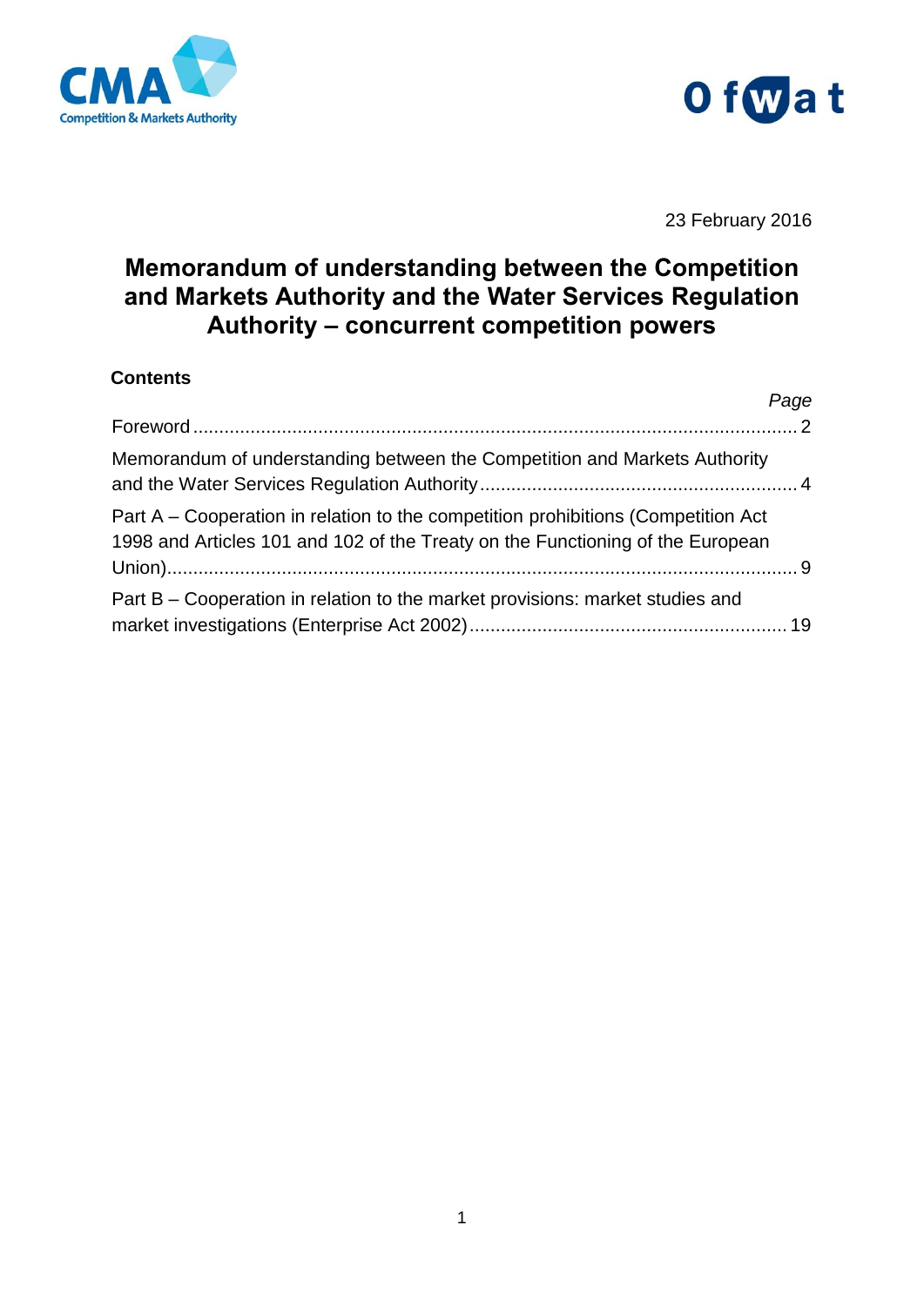23 February 2016

# Memorandum of understanding between the Competition and Markets Authority and the Water Services Regulation Authority – concurrent competition powers

**Contents**

| | *Page* |
|---|---|
| Foreword | 2 |
| Memorandum of understanding between the Competition and Markets Authority and the Water Services Regulation Authority | 4 |
| Part A – Cooperation in relation to the competition prohibitions (Competition Act 1998 and Articles 101 and 102 of the Treaty on the Functioning of the European Union) | 9 |
| Part B – Cooperation in relation to the market provisions: market studies and market investigations (Enterprise Act 2002) | 19 |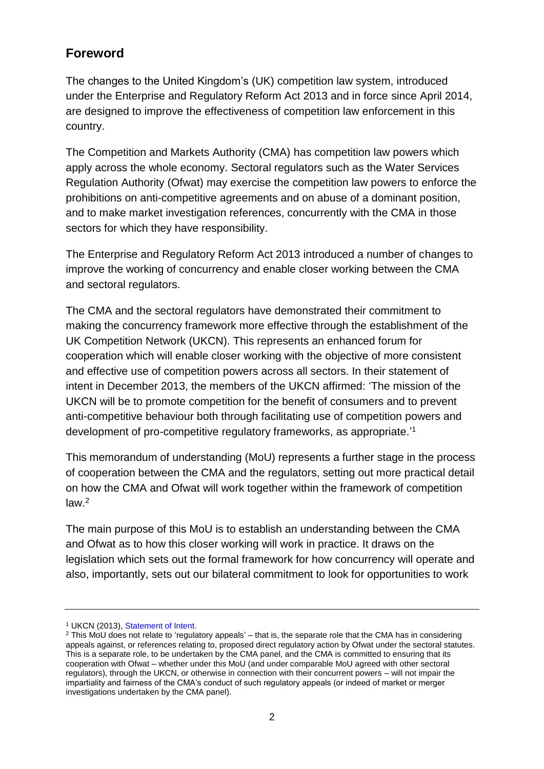## Foreword

The changes to the United Kingdom's (UK) competition law system, introduced under the Enterprise and Regulatory Reform Act 2013 and in force since April 2014, are designed to improve the effectiveness of competition law enforcement in this country.

The Competition and Markets Authority (CMA) has competition law powers which apply across the whole economy. Sectoral regulators such as the Water Services Regulation Authority (Ofwat) may exercise the competition law powers to enforce the prohibitions on anti-competitive agreements and on abuse of a dominant position, and to make market investigation references, concurrently with the CMA in those sectors for which they have responsibility.

The Enterprise and Regulatory Reform Act 2013 introduced a number of changes to improve the working of concurrency and enable closer working between the CMA and sectoral regulators.

The CMA and the sectoral regulators have demonstrated their commitment to making the concurrency framework more effective through the establishment of the UK Competition Network (UKCN). This represents an enhanced forum for cooperation which will enable closer working with the objective of more consistent and effective use of competition powers across all sectors. In their statement of intent in December 2013, the members of the UKCN affirmed: 'The mission of the UKCN will be to promote competition for the benefit of consumers and to prevent anti-competitive behaviour both through facilitating use of competition powers and development of pro-competitive regulatory frameworks, as appropriate.'[1]

This memorandum of understanding (MoU) represents a further stage in the process of cooperation between the CMA and the regulators, setting out more practical detail on how the CMA and Ofwat will work together within the framework of competition law.[2]

The main purpose of this MoU is to establish an understanding between the CMA and Ofwat as to how this closer working will work in practice. It draws on the legislation which sets out the formal framework for how concurrency will operate and also, importantly, sets out our bilateral commitment to look for opportunities to work

---

[1] UKCN (2013), Statement of Intent.

[2] This MoU does not relate to 'regulatory appeals' – that is, the separate role that the CMA has in considering appeals against, or references relating to, proposed direct regulatory action by Ofwat under the sectoral statutes. This is a separate role, to be undertaken by the CMA panel, and the CMA is committed to ensuring that its cooperation with Ofwat – whether under this MoU (and under comparable MoU agreed with other sectoral regulators), through the UKCN, or otherwise in connection with their concurrent powers – will not impair the impartiality and fairness of the CMA's conduct of such regulatory appeals (or indeed of market or merger investigations undertaken by the CMA panel).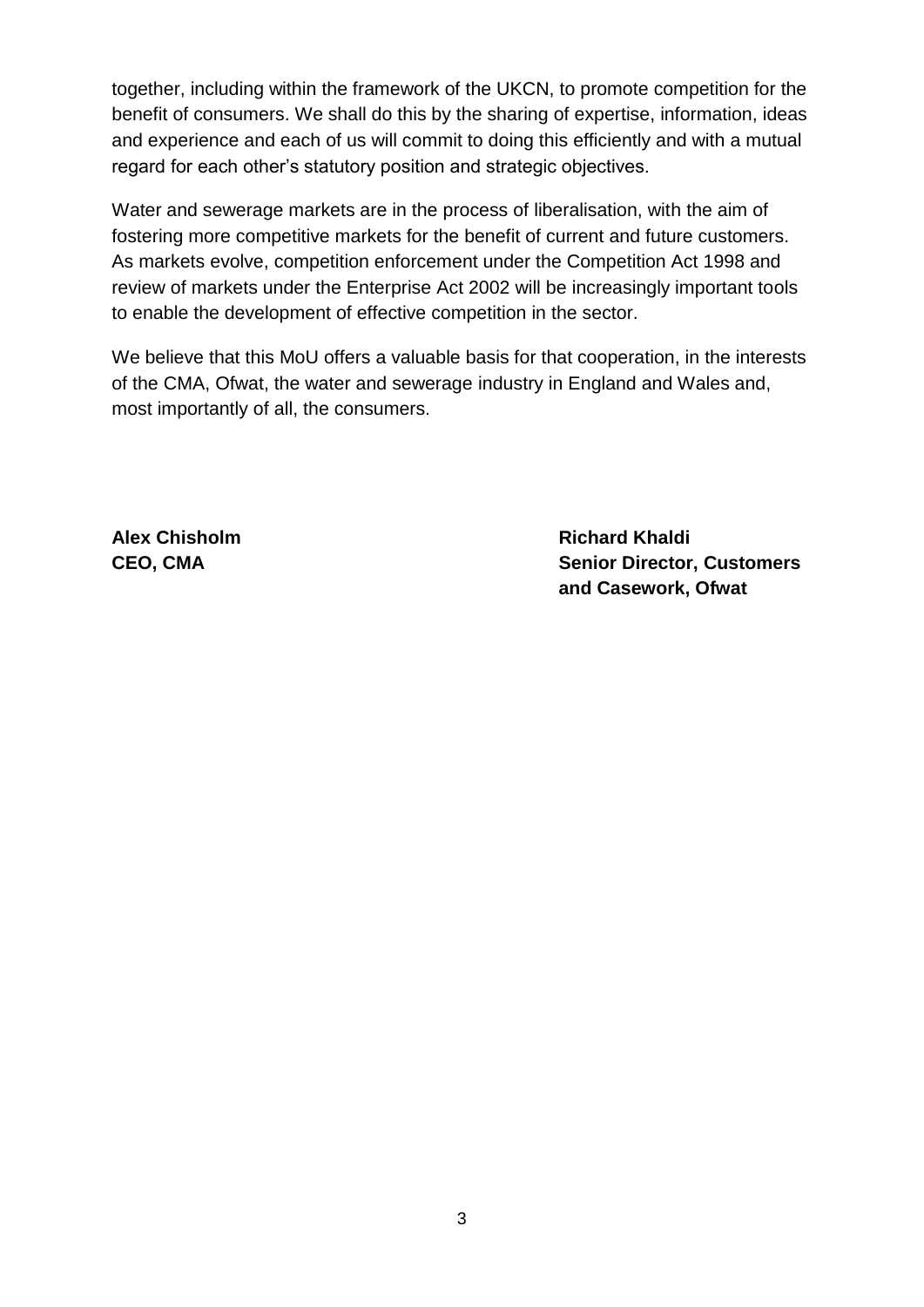together, including within the framework of the UKCN, to promote competition for the benefit of consumers. We shall do this by the sharing of expertise, information, ideas and experience and each of us will commit to doing this efficiently and with a mutual regard for each other's statutory position and strategic objectives.

Water and sewerage markets are in the process of liberalisation, with the aim of fostering more competitive markets for the benefit of current and future customers. As markets evolve, competition enforcement under the Competition Act 1998 and review of markets under the Enterprise Act 2002 will be increasingly important tools to enable the development of effective competition in the sector.

We believe that this MoU offers a valuable basis for that cooperation, in the interests of the CMA, Ofwat, the water and sewerage industry in England and Wales and, most importantly of all, the consumers.

**Alex Chisholm**
**CEO, CMA**

**Richard Khaldi**
**Senior Director, Customers and Casework, Ofwat**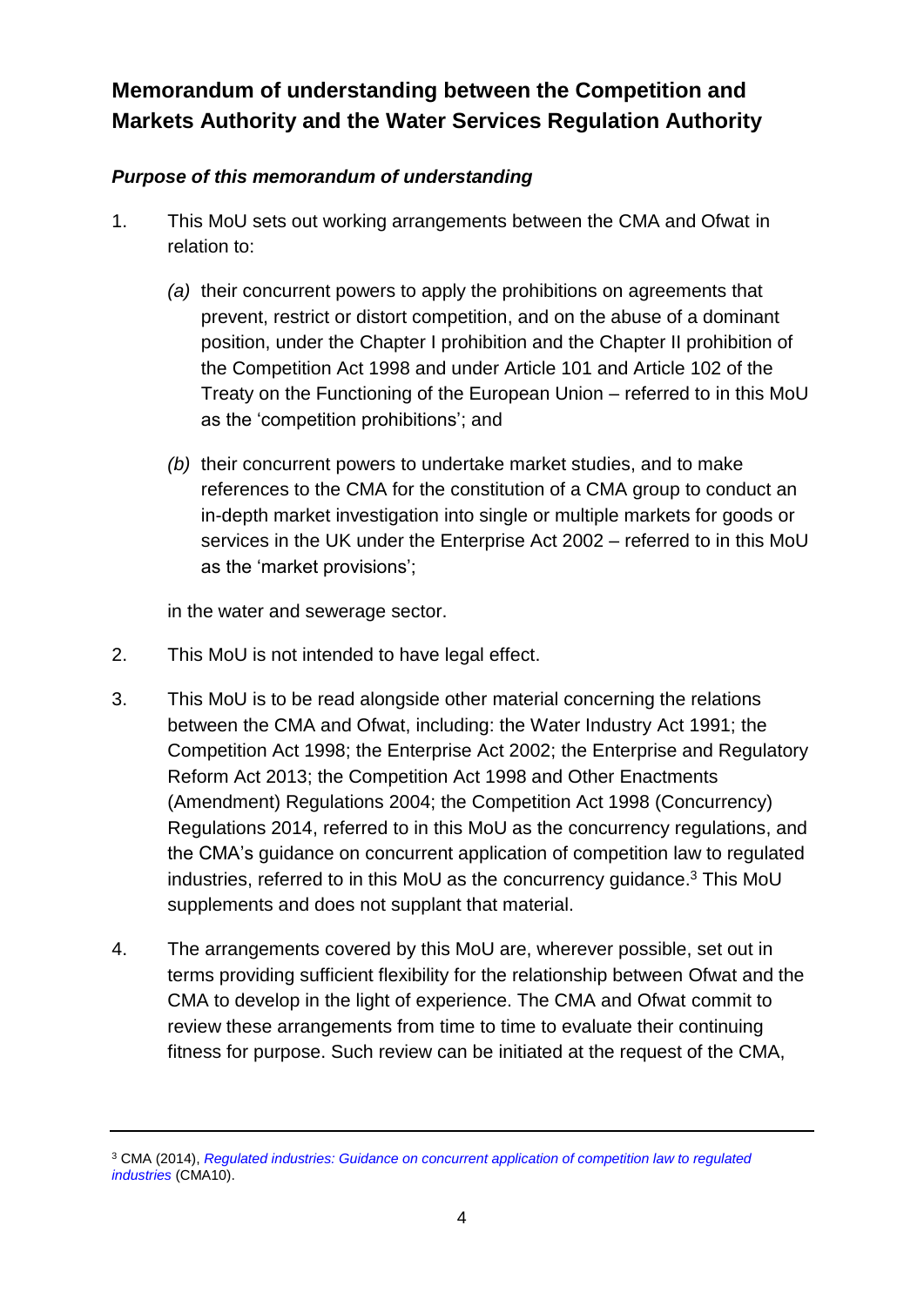## Memorandum of understanding between the Competition and Markets Authority and the Water Services Regulation Authority

### *Purpose of this memorandum of understanding*

1. This MoU sets out working arrangements between the CMA and Ofwat in relation to:

   *(a)* their concurrent powers to apply the prohibitions on agreements that prevent, restrict or distort competition, and on the abuse of a dominant position, under the Chapter I prohibition and the Chapter II prohibition of the Competition Act 1998 and under Article 101 and Article 102 of the Treaty on the Functioning of the European Union – referred to in this MoU as the 'competition prohibitions'; and

   *(b)* their concurrent powers to undertake market studies, and to make references to the CMA for the constitution of a CMA group to conduct an in-depth market investigation into single or multiple markets for goods or services in the UK under the Enterprise Act 2002 – referred to in this MoU as the 'market provisions';

   in the water and sewerage sector.

2. This MoU is not intended to have legal effect.

3. This MoU is to be read alongside other material concerning the relations between the CMA and Ofwat, including: the Water Industry Act 1991; the Competition Act 1998; the Enterprise Act 2002; the Enterprise and Regulatory Reform Act 2013; the Competition Act 1998 and Other Enactments (Amendment) Regulations 2004; the Competition Act 1998 (Concurrency) Regulations 2014, referred to in this MoU as the concurrency regulations, and the CMA's guidance on concurrent application of competition law to regulated industries, referred to in this MoU as the concurrency guidance.[3] This MoU supplements and does not supplant that material.

4. The arrangements covered by this MoU are, wherever possible, set out in terms providing sufficient flexibility for the relationship between Ofwat and the CMA to develop in the light of experience. The CMA and Ofwat commit to review these arrangements from time to time to evaluate their continuing fitness for purpose. Such review can be initiated at the request of the CMA,

---

[3] CMA (2014), *Regulated industries: Guidance on concurrent application of competition law to regulated industries* (CMA10).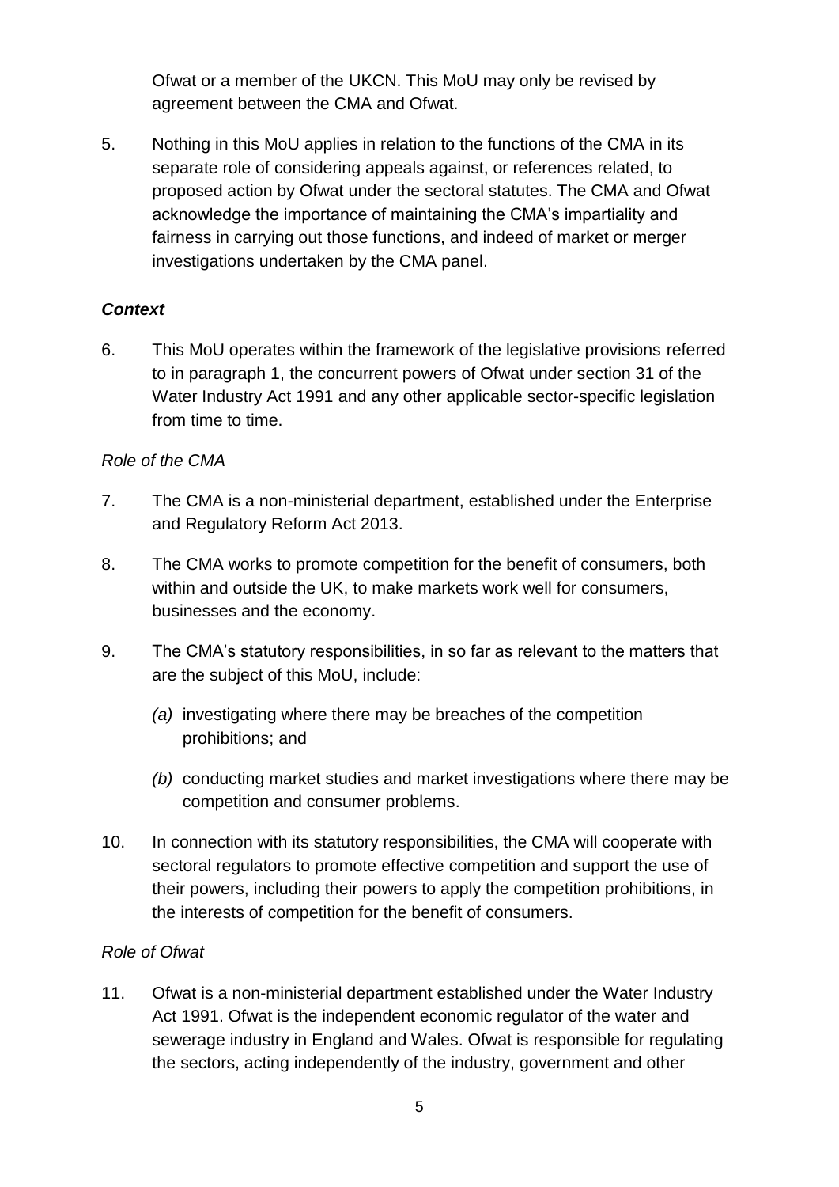Ofwat or a member of the UKCN. This MoU may only be revised by agreement between the CMA and Ofwat.

5. Nothing in this MoU applies in relation to the functions of the CMA in its separate role of considering appeals against, or references related, to proposed action by Ofwat under the sectoral statutes. The CMA and Ofwat acknowledge the importance of maintaining the CMA's impartiality and fairness in carrying out those functions, and indeed of market or merger investigations undertaken by the CMA panel.

### ***Context***

6. This MoU operates within the framework of the legislative provisions referred to in paragraph 1, the concurrent powers of Ofwat under section 31 of the Water Industry Act 1991 and any other applicable sector-specific legislation from time to time.

#### *Role of the CMA*

7. The CMA is a non-ministerial department, established under the Enterprise and Regulatory Reform Act 2013.

8. The CMA works to promote competition for the benefit of consumers, both within and outside the UK, to make markets work well for consumers, businesses and the economy.

9. The CMA's statutory responsibilities, in so far as relevant to the matters that are the subject of this MoU, include:

   *(a)* investigating where there may be breaches of the competition prohibitions; and

   *(b)* conducting market studies and market investigations where there may be competition and consumer problems.

10. In connection with its statutory responsibilities, the CMA will cooperate with sectoral regulators to promote effective competition and support the use of their powers, including their powers to apply the competition prohibitions, in the interests of competition for the benefit of consumers.

#### *Role of Ofwat*

11. Ofwat is a non-ministerial department established under the Water Industry Act 1991. Ofwat is the independent economic regulator of the water and sewerage industry in England and Wales. Ofwat is responsible for regulating the sectors, acting independently of the industry, government and other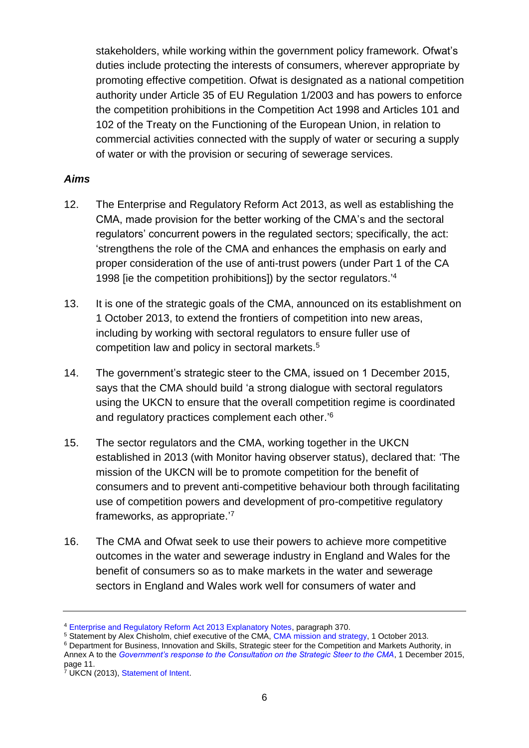stakeholders, while working within the government policy framework. Ofwat's duties include protecting the interests of consumers, wherever appropriate by promoting effective competition. Ofwat is designated as a national competition authority under Article 35 of EU Regulation 1/2003 and has powers to enforce the competition prohibitions in the Competition Act 1998 and Articles 101 and 102 of the Treaty on the Functioning of the European Union, in relation to commercial activities connected with the supply of water or securing a supply of water or with the provision or securing of sewerage services.

***Aims***

12. The Enterprise and Regulatory Reform Act 2013, as well as establishing the CMA, made provision for the better working of the CMA's and the sectoral regulators' concurrent powers in the regulated sectors; specifically, the act: 'strengthens the role of the CMA and enhances the emphasis on early and proper consideration of the use of anti-trust powers (under Part 1 of the CA 1998 [ie the competition prohibitions]) by the sector regulators.'[4]

13. It is one of the strategic goals of the CMA, announced on its establishment on 1 October 2013, to extend the frontiers of competition into new areas, including by working with sectoral regulators to ensure fuller use of competition law and policy in sectoral markets.[5]

14. The government's strategic steer to the CMA, issued on 1 December 2015, says that the CMA should build 'a strong dialogue with sectoral regulators using the UKCN to ensure that the overall competition regime is coordinated and regulatory practices complement each other.'[6]

15. The sector regulators and the CMA, working together in the UKCN established in 2013 (with Monitor having observer status), declared that: 'The mission of the UKCN will be to promote competition for the benefit of consumers and to prevent anti-competitive behaviour both through facilitating use of competition powers and development of pro-competitive regulatory frameworks, as appropriate.'[7]

16. The CMA and Ofwat seek to use their powers to achieve more competitive outcomes in the water and sewerage industry in England and Wales for the benefit of consumers so as to make markets in the water and sewerage sectors in England and Wales work well for consumers of water and

---

[4] Enterprise and Regulatory Reform Act 2013 Explanatory Notes, paragraph 370.

[5] Statement by Alex Chisholm, chief executive of the CMA, CMA mission and strategy, 1 October 2013.

[6] Department for Business, Innovation and Skills, Strategic steer for the Competition and Markets Authority, in Annex A to the *Government's response to the Consultation on the Strategic Steer to the CMA*, 1 December 2015, page 11.

[7] UKCN (2013), Statement of Intent.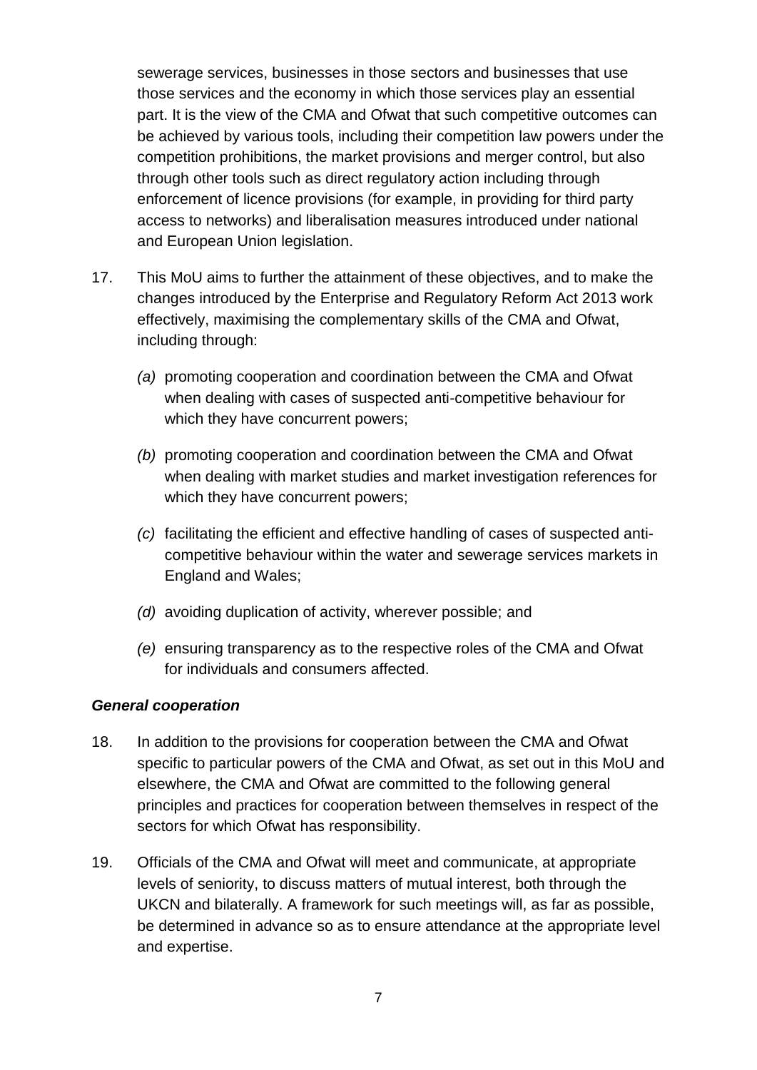sewerage services, businesses in those sectors and businesses that use those services and the economy in which those services play an essential part. It is the view of the CMA and Ofwat that such competitive outcomes can be achieved by various tools, including their competition law powers under the competition prohibitions, the market provisions and merger control, but also through other tools such as direct regulatory action including through enforcement of licence provisions (for example, in providing for third party access to networks) and liberalisation measures introduced under national and European Union legislation.

17. This MoU aims to further the attainment of these objectives, and to make the changes introduced by the Enterprise and Regulatory Reform Act 2013 work effectively, maximising the complementary skills of the CMA and Ofwat, including through:

    *(a)* promoting cooperation and coordination between the CMA and Ofwat when dealing with cases of suspected anti-competitive behaviour for which they have concurrent powers;

    *(b)* promoting cooperation and coordination between the CMA and Ofwat when dealing with market studies and market investigation references for which they have concurrent powers;

    *(c)* facilitating the efficient and effective handling of cases of suspected anti-competitive behaviour within the water and sewerage services markets in England and Wales;

    *(d)* avoiding duplication of activity, wherever possible; and

    *(e)* ensuring transparency as to the respective roles of the CMA and Ofwat for individuals and consumers affected.

***General cooperation***

18. In addition to the provisions for cooperation between the CMA and Ofwat specific to particular powers of the CMA and Ofwat, as set out in this MoU and elsewhere, the CMA and Ofwat are committed to the following general principles and practices for cooperation between themselves in respect of the sectors for which Ofwat has responsibility.

19. Officials of the CMA and Ofwat will meet and communicate, at appropriate levels of seniority, to discuss matters of mutual interest, both through the UKCN and bilaterally. A framework for such meetings will, as far as possible, be determined in advance so as to ensure attendance at the appropriate level and expertise.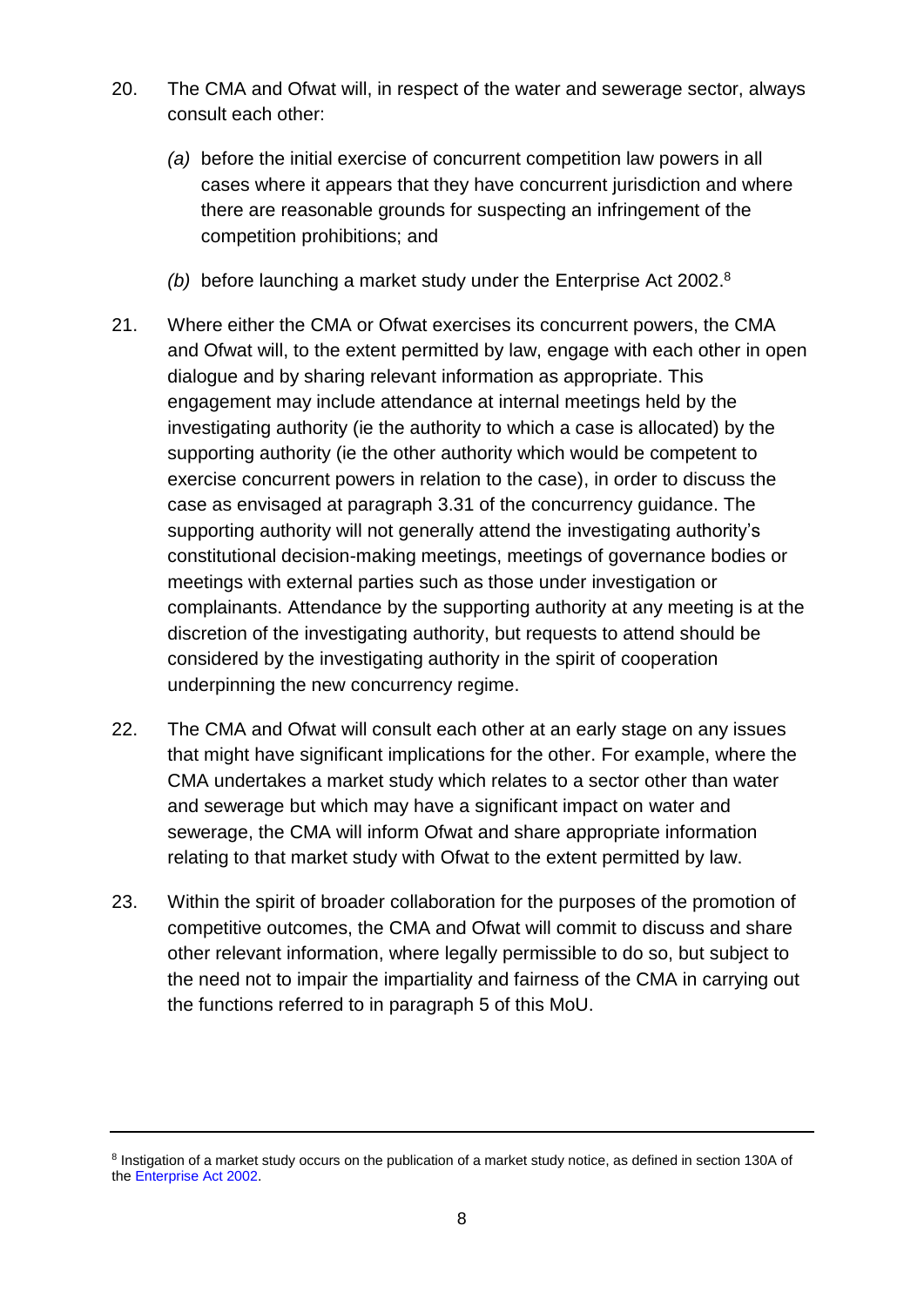20. The CMA and Ofwat will, in respect of the water and sewerage sector, always consult each other:

    *(a)* before the initial exercise of concurrent competition law powers in all cases where it appears that they have concurrent jurisdiction and where there are reasonable grounds for suspecting an infringement of the competition prohibitions; and

    *(b)* before launching a market study under the Enterprise Act 2002.[8]

21. Where either the CMA or Ofwat exercises its concurrent powers, the CMA and Ofwat will, to the extent permitted by law, engage with each other in open dialogue and by sharing relevant information as appropriate. This engagement may include attendance at internal meetings held by the investigating authority (ie the authority to which a case is allocated) by the supporting authority (ie the other authority which would be competent to exercise concurrent powers in relation to the case), in order to discuss the case as envisaged at paragraph 3.31 of the concurrency guidance. The supporting authority will not generally attend the investigating authority's constitutional decision-making meetings, meetings of governance bodies or meetings with external parties such as those under investigation or complainants. Attendance by the supporting authority at any meeting is at the discretion of the investigating authority, but requests to attend should be considered by the investigating authority in the spirit of cooperation underpinning the new concurrency regime.

22. The CMA and Ofwat will consult each other at an early stage on any issues that might have significant implications for the other. For example, where the CMA undertakes a market study which relates to a sector other than water and sewerage but which may have a significant impact on water and sewerage, the CMA will inform Ofwat and share appropriate information relating to that market study with Ofwat to the extent permitted by law.

23. Within the spirit of broader collaboration for the purposes of the promotion of competitive outcomes, the CMA and Ofwat will commit to discuss and share other relevant information, where legally permissible to do so, but subject to the need not to impair the impartiality and fairness of the CMA in carrying out the functions referred to in paragraph 5 of this MoU.

---

[8] Instigation of a market study occurs on the publication of a market study notice, as defined in section 130A of the Enterprise Act 2002.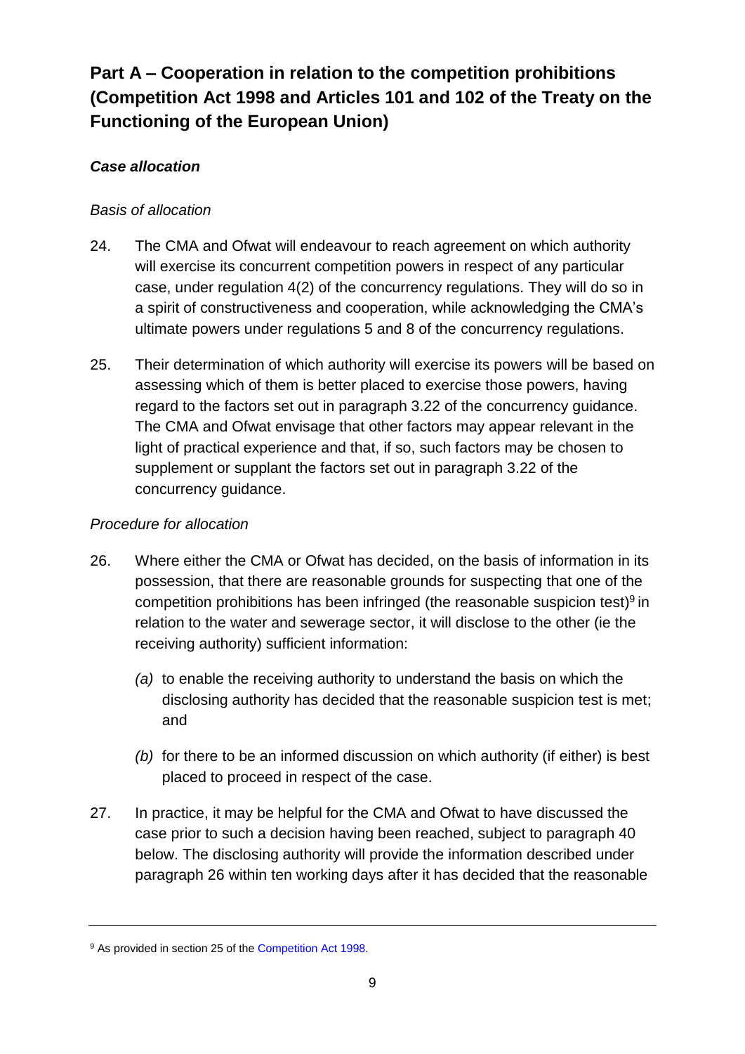## Part A – Cooperation in relation to the competition prohibitions (Competition Act 1998 and Articles 101 and 102 of the Treaty on the Functioning of the European Union)

### *Case allocation*

*Basis of allocation*

24. The CMA and Ofwat will endeavour to reach agreement on which authority will exercise its concurrent competition powers in respect of any particular case, under regulation 4(2) of the concurrency regulations. They will do so in a spirit of constructiveness and cooperation, while acknowledging the CMA's ultimate powers under regulations 5 and 8 of the concurrency regulations.

25. Their determination of which authority will exercise its powers will be based on assessing which of them is better placed to exercise those powers, having regard to the factors set out in paragraph 3.22 of the concurrency guidance. The CMA and Ofwat envisage that other factors may appear relevant in the light of practical experience and that, if so, such factors may be chosen to supplement or supplant the factors set out in paragraph 3.22 of the concurrency guidance.

*Procedure for allocation*

26. Where either the CMA or Ofwat has decided, on the basis of information in its possession, that there are reasonable grounds for suspecting that one of the competition prohibitions has been infringed (the reasonable suspicion test)[9] in relation to the water and sewerage sector, it will disclose to the other (ie the receiving authority) sufficient information:

    *(a)* to enable the receiving authority to understand the basis on which the disclosing authority has decided that the reasonable suspicion test is met; and

    *(b)* for there to be an informed discussion on which authority (if either) is best placed to proceed in respect of the case.

27. In practice, it may be helpful for the CMA and Ofwat to have discussed the case prior to such a decision having been reached, subject to paragraph 40 below. The disclosing authority will provide the information described under paragraph 26 within ten working days after it has decided that the reasonable

---

[9] As provided in section 25 of the Competition Act 1998.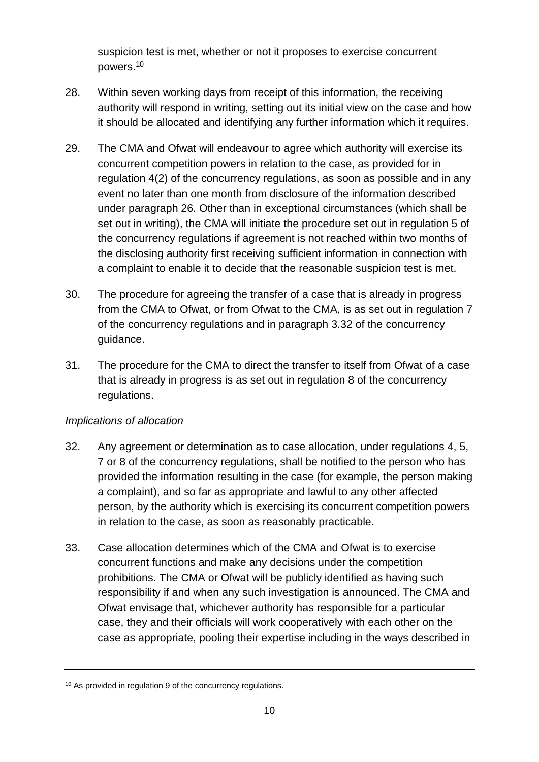suspicion test is met, whether or not it proposes to exercise concurrent powers.[10]

28. Within seven working days from receipt of this information, the receiving authority will respond in writing, setting out its initial view on the case and how it should be allocated and identifying any further information which it requires.

29. The CMA and Ofwat will endeavour to agree which authority will exercise its concurrent competition powers in relation to the case, as provided for in regulation 4(2) of the concurrency regulations, as soon as possible and in any event no later than one month from disclosure of the information described under paragraph 26. Other than in exceptional circumstances (which shall be set out in writing), the CMA will initiate the procedure set out in regulation 5 of the concurrency regulations if agreement is not reached within two months of the disclosing authority first receiving sufficient information in connection with a complaint to enable it to decide that the reasonable suspicion test is met.

30. The procedure for agreeing the transfer of a case that is already in progress from the CMA to Ofwat, or from Ofwat to the CMA, is as set out in regulation 7 of the concurrency regulations and in paragraph 3.32 of the concurrency guidance.

31. The procedure for the CMA to direct the transfer to itself from Ofwat of a case that is already in progress is as set out in regulation 8 of the concurrency regulations.

*Implications of allocation*

32. Any agreement or determination as to case allocation, under regulations 4, 5, 7 or 8 of the concurrency regulations, shall be notified to the person who has provided the information resulting in the case (for example, the person making a complaint), and so far as appropriate and lawful to any other affected person, by the authority which is exercising its concurrent competition powers in relation to the case, as soon as reasonably practicable.

33. Case allocation determines which of the CMA and Ofwat is to exercise concurrent functions and make any decisions under the competition prohibitions. The CMA or Ofwat will be publicly identified as having such responsibility if and when any such investigation is announced. The CMA and Ofwat envisage that, whichever authority has responsible for a particular case, they and their officials will work cooperatively with each other on the case as appropriate, pooling their expertise including in the ways described in

---

[10] As provided in regulation 9 of the concurrency regulations.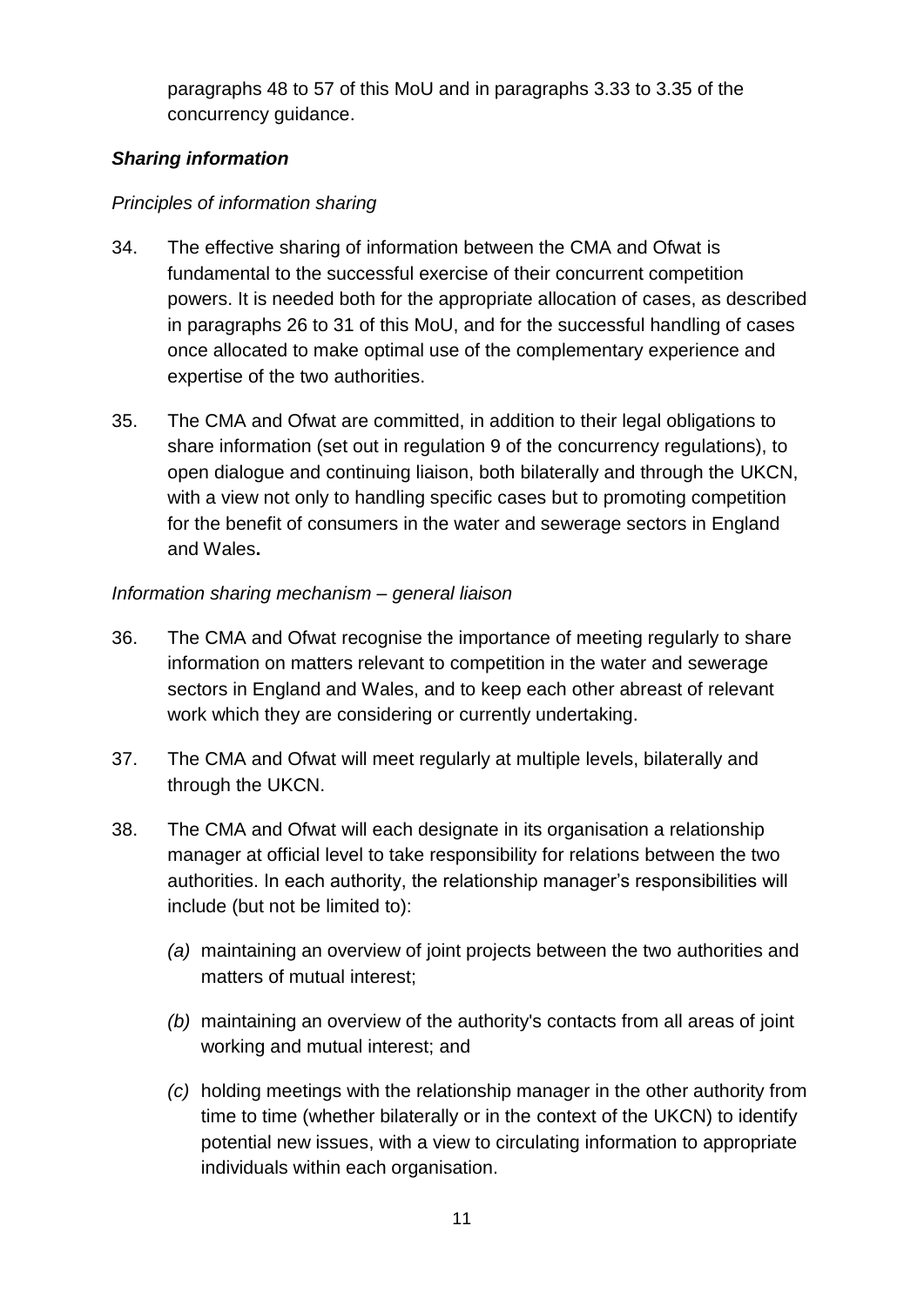paragraphs 48 to 57 of this MoU and in paragraphs 3.33 to 3.35 of the concurrency guidance.

### *Sharing information*

*Principles of information sharing*

34. The effective sharing of information between the CMA and Ofwat is fundamental to the successful exercise of their concurrent competition powers. It is needed both for the appropriate allocation of cases, as described in paragraphs 26 to 31 of this MoU, and for the successful handling of cases once allocated to make optimal use of the complementary experience and expertise of the two authorities.

35. The CMA and Ofwat are committed, in addition to their legal obligations to share information (set out in regulation 9 of the concurrency regulations), to open dialogue and continuing liaison, both bilaterally and through the UKCN, with a view not only to handling specific cases but to promoting competition for the benefit of consumers in the water and sewerage sectors in England and Wales.

*Information sharing mechanism – general liaison*

36. The CMA and Ofwat recognise the importance of meeting regularly to share information on matters relevant to competition in the water and sewerage sectors in England and Wales, and to keep each other abreast of relevant work which they are considering or currently undertaking.

37. The CMA and Ofwat will meet regularly at multiple levels, bilaterally and through the UKCN.

38. The CMA and Ofwat will each designate in its organisation a relationship manager at official level to take responsibility for relations between the two authorities. In each authority, the relationship manager's responsibilities will include (but not be limited to):

    *(a)* maintaining an overview of joint projects between the two authorities and matters of mutual interest;

    *(b)* maintaining an overview of the authority's contacts from all areas of joint working and mutual interest; and

    *(c)* holding meetings with the relationship manager in the other authority from time to time (whether bilaterally or in the context of the UKCN) to identify potential new issues, with a view to circulating information to appropriate individuals within each organisation.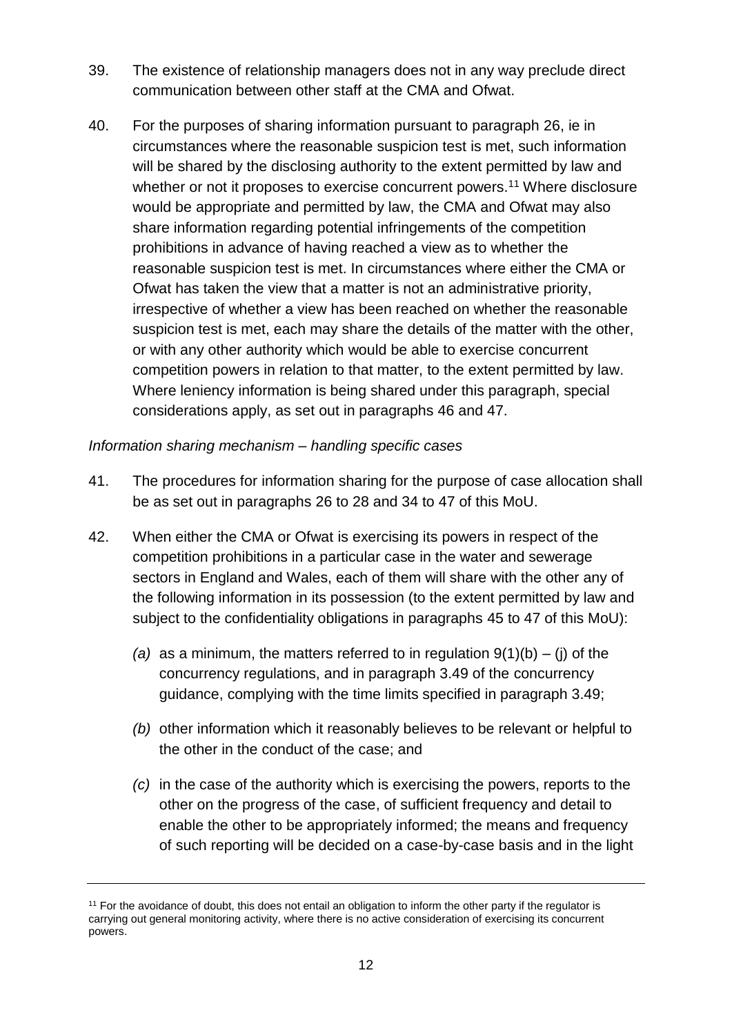39. The existence of relationship managers does not in any way preclude direct communication between other staff at the CMA and Ofwat.

40. For the purposes of sharing information pursuant to paragraph 26, ie in circumstances where the reasonable suspicion test is met, such information will be shared by the disclosing authority to the extent permitted by law and whether or not it proposes to exercise concurrent powers.[11] Where disclosure would be appropriate and permitted by law, the CMA and Ofwat may also share information regarding potential infringements of the competition prohibitions in advance of having reached a view as to whether the reasonable suspicion test is met. In circumstances where either the CMA or Ofwat has taken the view that a matter is not an administrative priority, irrespective of whether a view has been reached on whether the reasonable suspicion test is met, each may share the details of the matter with the other, or with any other authority which would be able to exercise concurrent competition powers in relation to that matter, to the extent permitted by law. Where leniency information is being shared under this paragraph, special considerations apply, as set out in paragraphs 46 and 47.

*Information sharing mechanism – handling specific cases*

41. The procedures for information sharing for the purpose of case allocation shall be as set out in paragraphs 26 to 28 and 34 to 47 of this MoU.

42. When either the CMA or Ofwat is exercising its powers in respect of the competition prohibitions in a particular case in the water and sewerage sectors in England and Wales, each of them will share with the other any of the following information in its possession (to the extent permitted by law and subject to the confidentiality obligations in paragraphs 45 to 47 of this MoU):

    *(a)* as a minimum, the matters referred to in regulation 9(1)(b) – (j) of the concurrency regulations, and in paragraph 3.49 of the concurrency guidance, complying with the time limits specified in paragraph 3.49;

    *(b)* other information which it reasonably believes to be relevant or helpful to the other in the conduct of the case; and

    *(c)* in the case of the authority which is exercising the powers, reports to the other on the progress of the case, of sufficient frequency and detail to enable the other to be appropriately informed; the means and frequency of such reporting will be decided on a case-by-case basis and in the light

[11] For the avoidance of doubt, this does not entail an obligation to inform the other party if the regulator is carrying out general monitoring activity, where there is no active consideration of exercising its concurrent powers.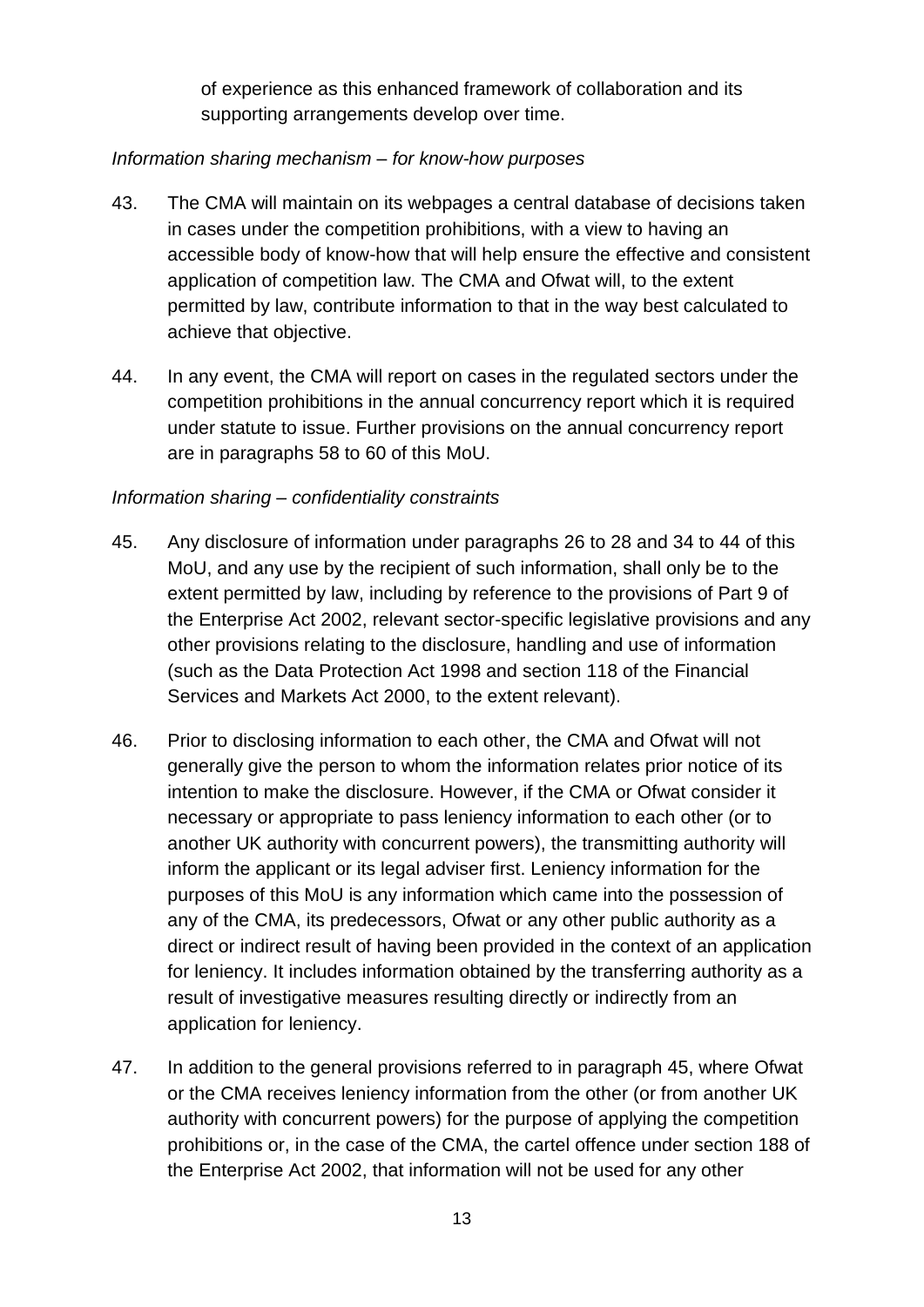of experience as this enhanced framework of collaboration and its supporting arrangements develop over time.

*Information sharing mechanism – for know-how purposes*

43. The CMA will maintain on its webpages a central database of decisions taken in cases under the competition prohibitions, with a view to having an accessible body of know-how that will help ensure the effective and consistent application of competition law. The CMA and Ofwat will, to the extent permitted by law, contribute information to that in the way best calculated to achieve that objective.

44. In any event, the CMA will report on cases in the regulated sectors under the competition prohibitions in the annual concurrency report which it is required under statute to issue. Further provisions on the annual concurrency report are in paragraphs 58 to 60 of this MoU.

*Information sharing – confidentiality constraints*

45. Any disclosure of information under paragraphs 26 to 28 and 34 to 44 of this MoU, and any use by the recipient of such information, shall only be to the extent permitted by law, including by reference to the provisions of Part 9 of the Enterprise Act 2002, relevant sector-specific legislative provisions and any other provisions relating to the disclosure, handling and use of information (such as the Data Protection Act 1998 and section 118 of the Financial Services and Markets Act 2000, to the extent relevant).

46. Prior to disclosing information to each other, the CMA and Ofwat will not generally give the person to whom the information relates prior notice of its intention to make the disclosure. However, if the CMA or Ofwat consider it necessary or appropriate to pass leniency information to each other (or to another UK authority with concurrent powers), the transmitting authority will inform the applicant or its legal adviser first. Leniency information for the purposes of this MoU is any information which came into the possession of any of the CMA, its predecessors, Ofwat or any other public authority as a direct or indirect result of having been provided in the context of an application for leniency. It includes information obtained by the transferring authority as a result of investigative measures resulting directly or indirectly from an application for leniency.

47. In addition to the general provisions referred to in paragraph 45, where Ofwat or the CMA receives leniency information from the other (or from another UK authority with concurrent powers) for the purpose of applying the competition prohibitions or, in the case of the CMA, the cartel offence under section 188 of the Enterprise Act 2002, that information will not be used for any other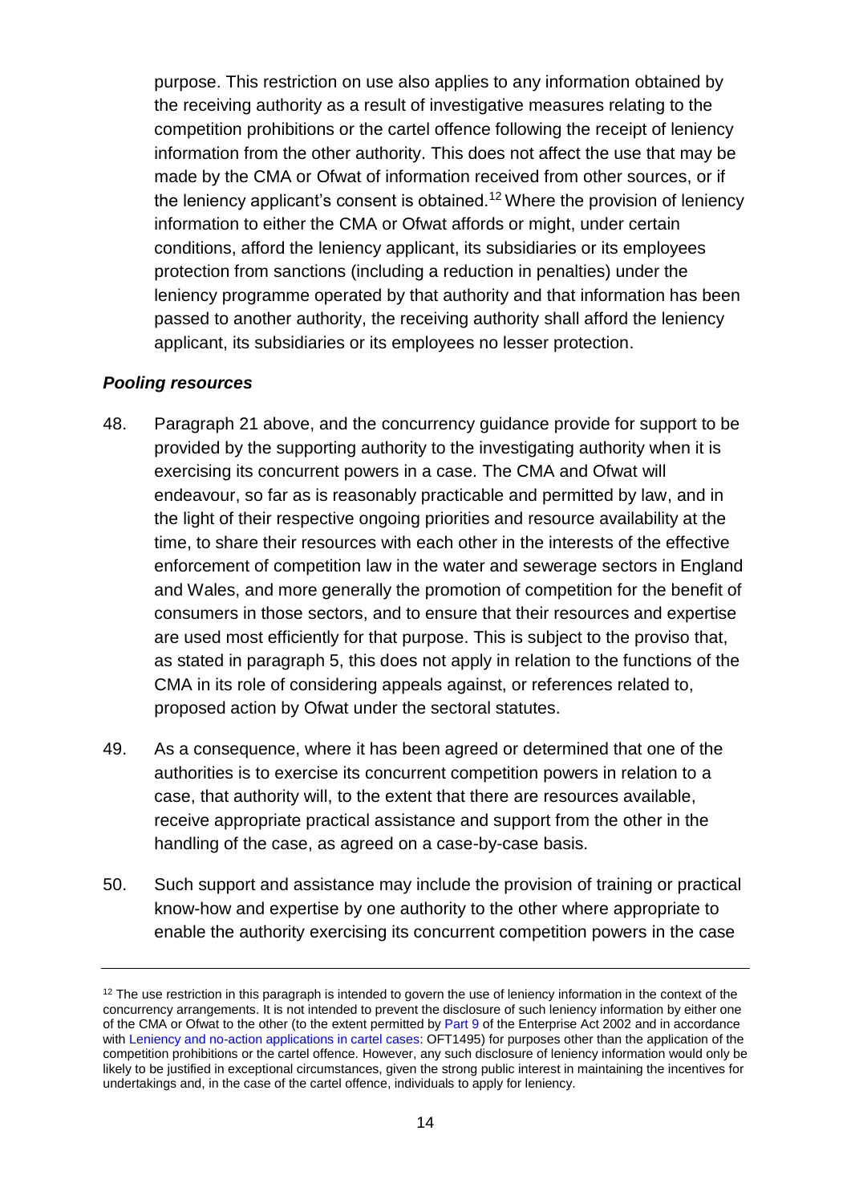purpose. This restriction on use also applies to any information obtained by the receiving authority as a result of investigative measures relating to the competition prohibitions or the cartel offence following the receipt of leniency information from the other authority. This does not affect the use that may be made by the CMA or Ofwat of information received from other sources, or if the leniency applicant's consent is obtained.[12] Where the provision of leniency information to either the CMA or Ofwat affords or might, under certain conditions, afford the leniency applicant, its subsidiaries or its employees protection from sanctions (including a reduction in penalties) under the leniency programme operated by that authority and that information has been passed to another authority, the receiving authority shall afford the leniency applicant, its subsidiaries or its employees no lesser protection.

***Pooling resources***

48. Paragraph 21 above, and the concurrency guidance provide for support to be provided by the supporting authority to the investigating authority when it is exercising its concurrent powers in a case. The CMA and Ofwat will endeavour, so far as is reasonably practicable and permitted by law, and in the light of their respective ongoing priorities and resource availability at the time, to share their resources with each other in the interests of the effective enforcement of competition law in the water and sewerage sectors in England and Wales, and more generally the promotion of competition for the benefit of consumers in those sectors, and to ensure that their resources and expertise are used most efficiently for that purpose. This is subject to the proviso that, as stated in paragraph 5, this does not apply in relation to the functions of the CMA in its role of considering appeals against, or references related to, proposed action by Ofwat under the sectoral statutes.

49. As a consequence, where it has been agreed or determined that one of the authorities is to exercise its concurrent competition powers in relation to a case, that authority will, to the extent that there are resources available, receive appropriate practical assistance and support from the other in the handling of the case, as agreed on a case-by-case basis.

50. Such support and assistance may include the provision of training or practical know-how and expertise by one authority to the other where appropriate to enable the authority exercising its concurrent competition powers in the case

---

[12] The use restriction in this paragraph is intended to govern the use of leniency information in the context of the concurrency arrangements. It is not intended to prevent the disclosure of such leniency information by either one of the CMA or Ofwat to the other (to the extent permitted by Part 9 of the Enterprise Act 2002 and in accordance with Leniency and no-action applications in cartel cases: OFT1495) for purposes other than the application of the competition prohibitions or the cartel offence. However, any such disclosure of leniency information would only be likely to be justified in exceptional circumstances, given the strong public interest in maintaining the incentives for undertakings and, in the case of the cartel offence, individuals to apply for leniency.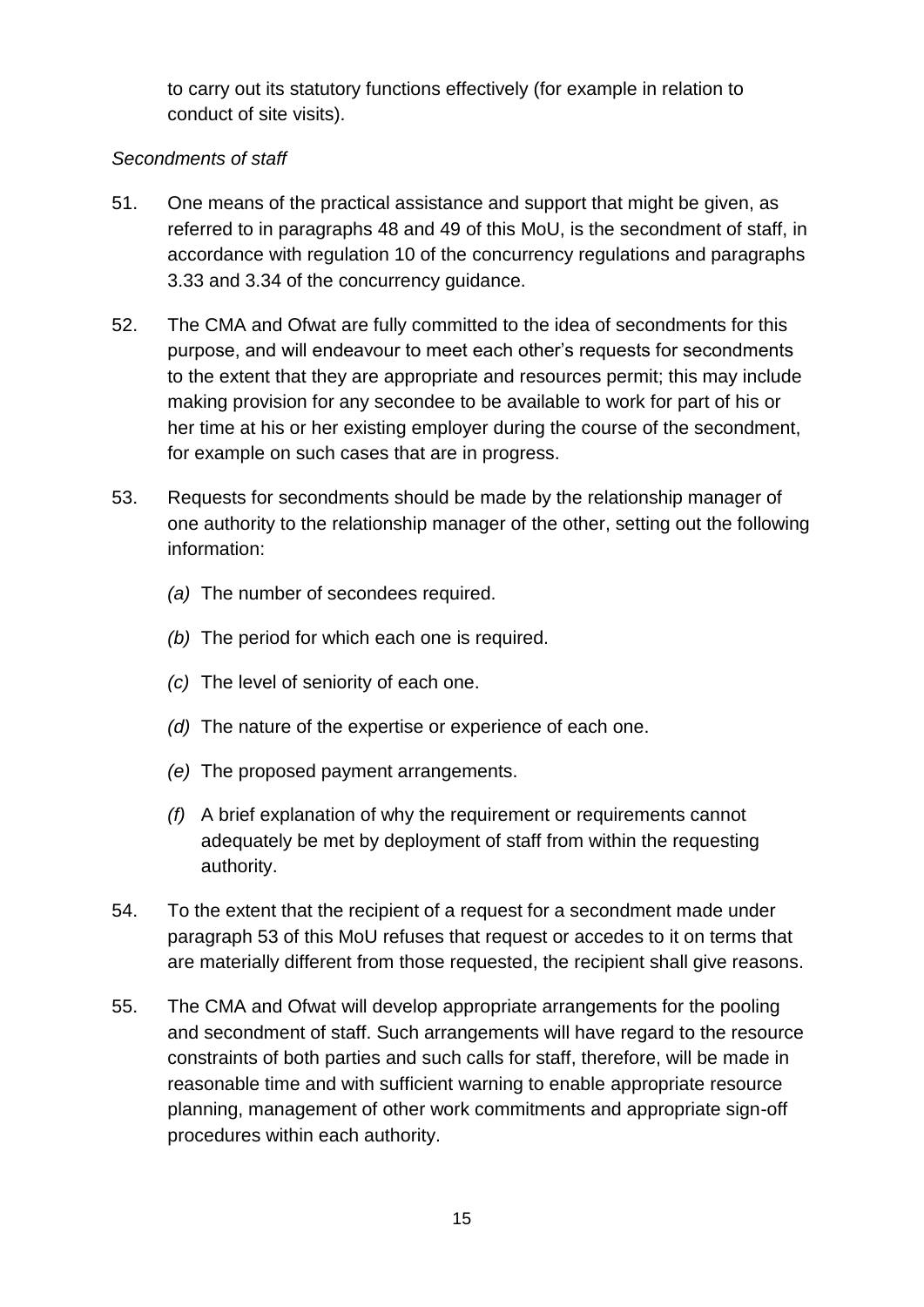to carry out its statutory functions effectively (for example in relation to conduct of site visits).

*Secondments of staff*

51. One means of the practical assistance and support that might be given, as referred to in paragraphs 48 and 49 of this MoU, is the secondment of staff, in accordance with regulation 10 of the concurrency regulations and paragraphs 3.33 and 3.34 of the concurrency guidance.

52. The CMA and Ofwat are fully committed to the idea of secondments for this purpose, and will endeavour to meet each other's requests for secondments to the extent that they are appropriate and resources permit; this may include making provision for any secondee to be available to work for part of his or her time at his or her existing employer during the course of the secondment, for example on such cases that are in progress.

53. Requests for secondments should be made by the relationship manager of one authority to the relationship manager of the other, setting out the following information:

    *(a)* The number of secondees required.

    *(b)* The period for which each one is required.

    *(c)* The level of seniority of each one.

    *(d)* The nature of the expertise or experience of each one.

    *(e)* The proposed payment arrangements.

    *(f)* A brief explanation of why the requirement or requirements cannot adequately be met by deployment of staff from within the requesting authority.

54. To the extent that the recipient of a request for a secondment made under paragraph 53 of this MoU refuses that request or accedes to it on terms that are materially different from those requested, the recipient shall give reasons.

55. The CMA and Ofwat will develop appropriate arrangements for the pooling and secondment of staff. Such arrangements will have regard to the resource constraints of both parties and such calls for staff, therefore, will be made in reasonable time and with sufficient warning to enable appropriate resource planning, management of other work commitments and appropriate sign-off procedures within each authority.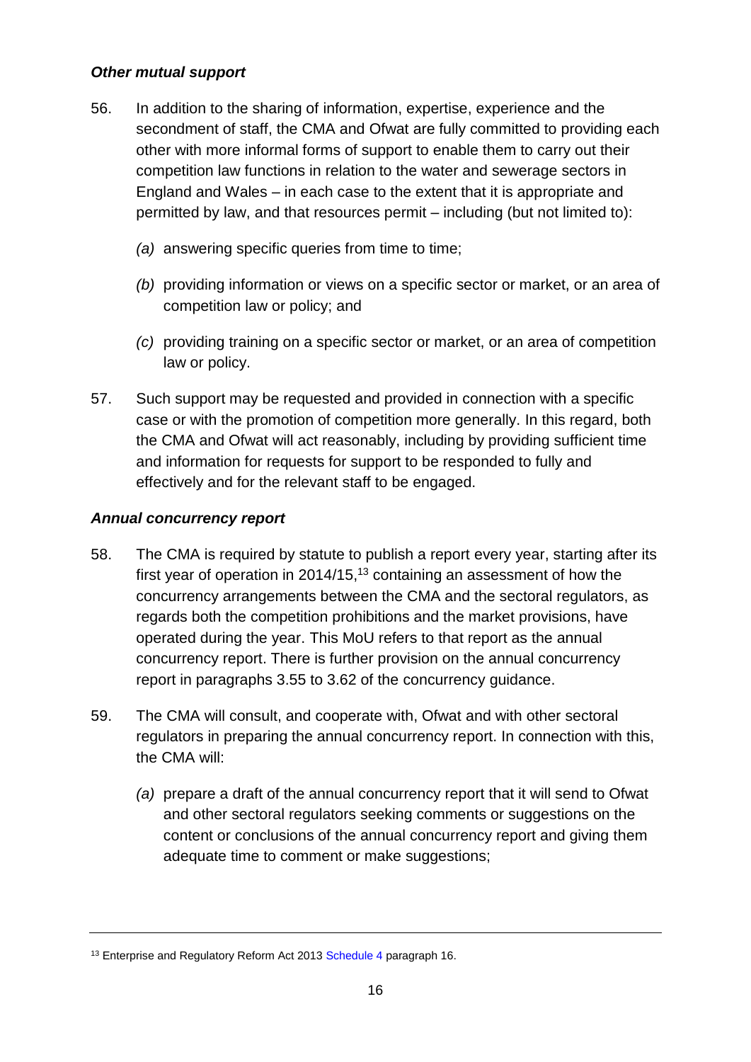### *Other mutual support*

56. In addition to the sharing of information, expertise, experience and the secondment of staff, the CMA and Ofwat are fully committed to providing each other with more informal forms of support to enable them to carry out their competition law functions in relation to the water and sewerage sectors in England and Wales – in each case to the extent that it is appropriate and permitted by law, and that resources permit – including (but not limited to):

    *(a)* answering specific queries from time to time;

    *(b)* providing information or views on a specific sector or market, or an area of competition law or policy; and

    *(c)* providing training on a specific sector or market, or an area of competition law or policy.

57. Such support may be requested and provided in connection with a specific case or with the promotion of competition more generally. In this regard, both the CMA and Ofwat will act reasonably, including by providing sufficient time and information for requests for support to be responded to fully and effectively and for the relevant staff to be engaged.

### *Annual concurrency report*

58. The CMA is required by statute to publish a report every year, starting after its first year of operation in 2014/15,[13] containing an assessment of how the concurrency arrangements between the CMA and the sectoral regulators, as regards both the competition prohibitions and the market provisions, have operated during the year. This MoU refers to that report as the annual concurrency report. There is further provision on the annual concurrency report in paragraphs 3.55 to 3.62 of the concurrency guidance.

59. The CMA will consult, and cooperate with, Ofwat and with other sectoral regulators in preparing the annual concurrency report. In connection with this, the CMA will:

    *(a)* prepare a draft of the annual concurrency report that it will send to Ofwat and other sectoral regulators seeking comments or suggestions on the content or conclusions of the annual concurrency report and giving them adequate time to comment or make suggestions;

---

[13] Enterprise and Regulatory Reform Act 2013 Schedule 4 paragraph 16.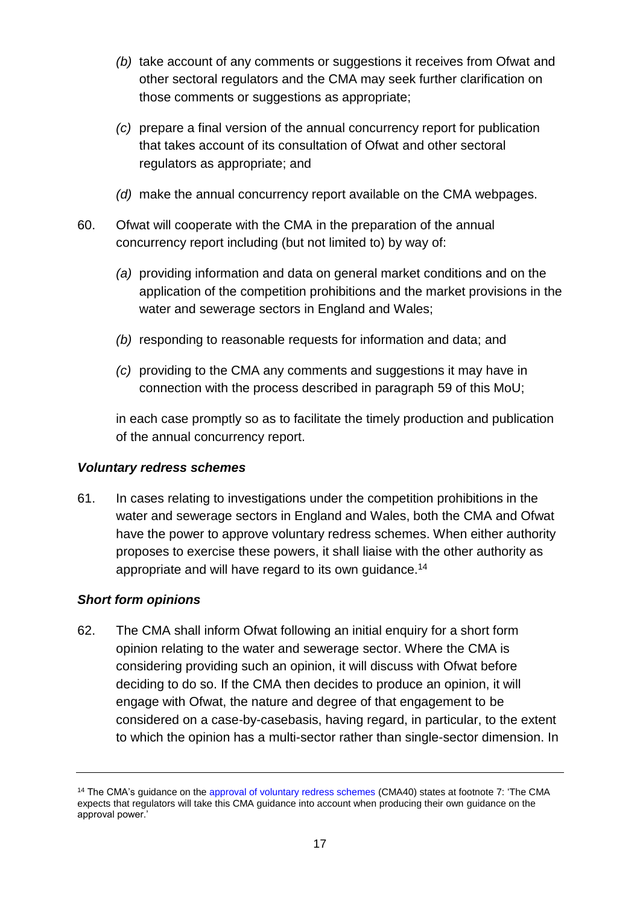(b) take account of any comments or suggestions it receives from Ofwat and other sectoral regulators and the CMA may seek further clarification on those comments or suggestions as appropriate;

(c) prepare a final version of the annual concurrency report for publication that takes account of its consultation of Ofwat and other sectoral regulators as appropriate; and

(d) make the annual concurrency report available on the CMA webpages.

60. Ofwat will cooperate with the CMA in the preparation of the annual concurrency report including (but not limited to) by way of:

(a) providing information and data on general market conditions and on the application of the competition prohibitions and the market provisions in the water and sewerage sectors in England and Wales;

(b) responding to reasonable requests for information and data; and

(c) providing to the CMA any comments and suggestions it may have in connection with the process described in paragraph 59 of this MoU;

in each case promptly so as to facilitate the timely production and publication of the annual concurrency report.

### *Voluntary redress schemes*

61. In cases relating to investigations under the competition prohibitions in the water and sewerage sectors in England and Wales, both the CMA and Ofwat have the power to approve voluntary redress schemes. When either authority proposes to exercise these powers, it shall liaise with the other authority as appropriate and will have regard to its own guidance.[14]

### *Short form opinions*

62. The CMA shall inform Ofwat following an initial enquiry for a short form opinion relating to the water and sewerage sector. Where the CMA is considering providing such an opinion, it will discuss with Ofwat before deciding to do so. If the CMA then decides to produce an opinion, it will engage with Ofwat, the nature and degree of that engagement to be considered on a case-by-casebasis, having regard, in particular, to the extent to which the opinion has a multi-sector rather than single-sector dimension. In

---

[14] The CMA's guidance on the approval of voluntary redress schemes (CMA40) states at footnote 7: 'The CMA expects that regulators will take this CMA guidance into account when producing their own guidance on the approval power.'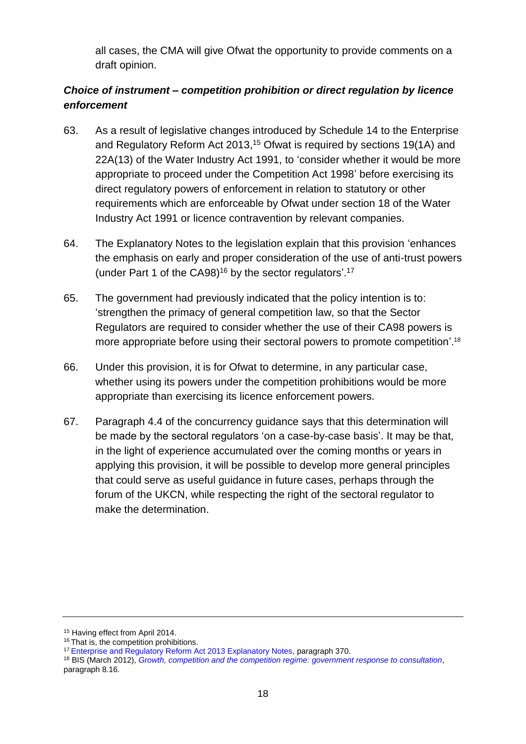all cases, the CMA will give Ofwat the opportunity to provide comments on a draft opinion.

### ***Choice of instrument – competition prohibition or direct regulation by licence enforcement***

63. As a result of legislative changes introduced by Schedule 14 to the Enterprise and Regulatory Reform Act 2013,[15] Ofwat is required by sections 19(1A) and 22A(13) of the Water Industry Act 1991, to 'consider whether it would be more appropriate to proceed under the Competition Act 1998' before exercising its direct regulatory powers of enforcement in relation to statutory or other requirements which are enforceable by Ofwat under section 18 of the Water Industry Act 1991 or licence contravention by relevant companies.

64. The Explanatory Notes to the legislation explain that this provision 'enhances the emphasis on early and proper consideration of the use of anti-trust powers (under Part 1 of the CA98)[16] by the sector regulators'.[17]

65. The government had previously indicated that the policy intention is to: 'strengthen the primacy of general competition law, so that the Sector Regulators are required to consider whether the use of their CA98 powers is more appropriate before using their sectoral powers to promote competition'.[18]

66. Under this provision, it is for Ofwat to determine, in any particular case, whether using its powers under the competition prohibitions would be more appropriate than exercising its licence enforcement powers.

67. Paragraph 4.4 of the concurrency guidance says that this determination will be made by the sectoral regulators 'on a case-by-case basis'. It may be that, in the light of experience accumulated over the coming months or years in applying this provision, it will be possible to develop more general principles that could serve as useful guidance in future cases, perhaps through the forum of the UKCN, while respecting the right of the sectoral regulator to make the determination.

---

[15] Having effect from April 2014.

[16] That is, the competition prohibitions.

[17] Enterprise and Regulatory Reform Act 2013 Explanatory Notes, paragraph 370.

[18] BIS (March 2012), *Growth, competition and the competition regime: government response to consultation*, paragraph 8.16.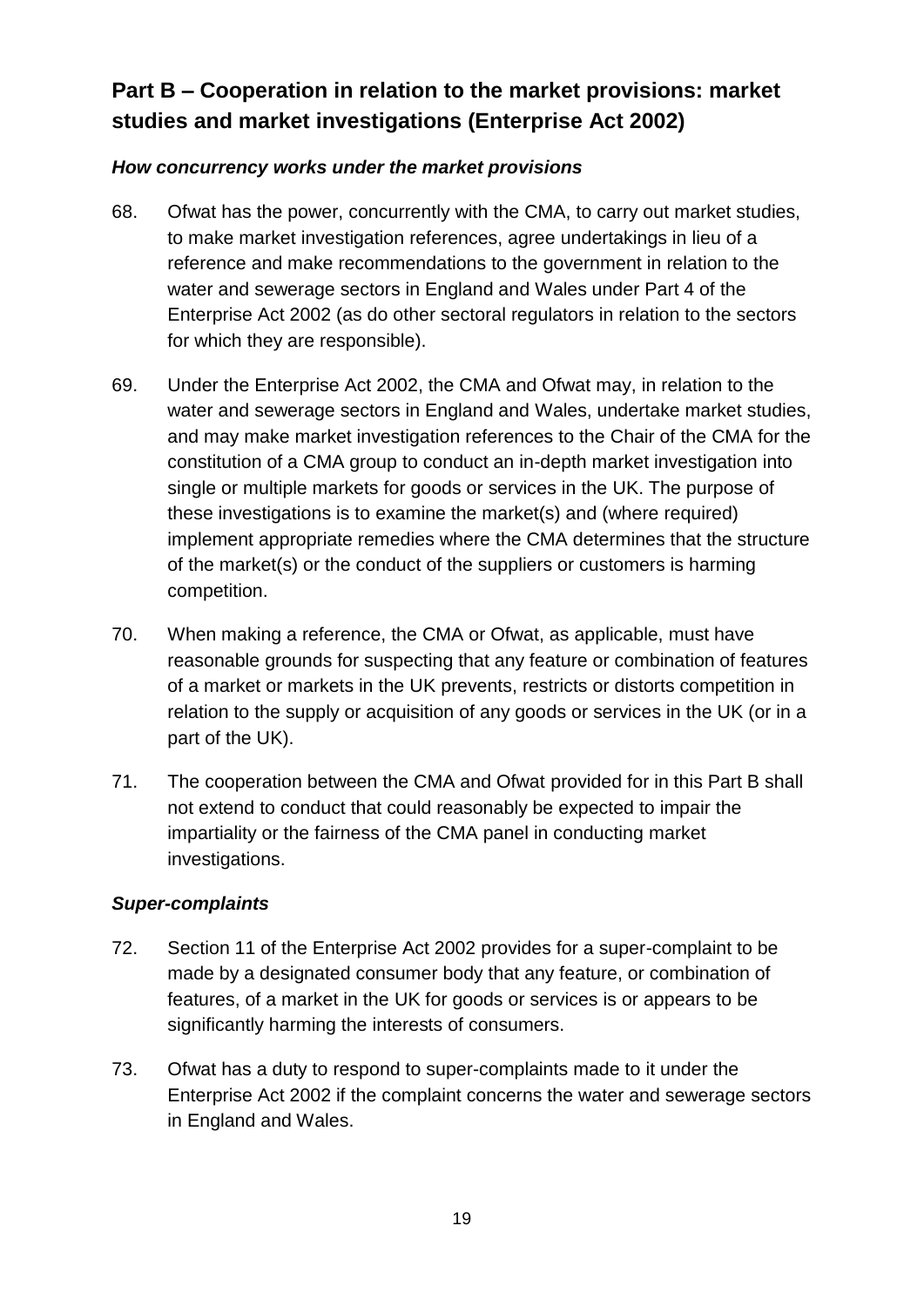## Part B – Cooperation in relation to the market provisions: market studies and market investigations (Enterprise Act 2002)

### *How concurrency works under the market provisions*

68. Ofwat has the power, concurrently with the CMA, to carry out market studies, to make market investigation references, agree undertakings in lieu of a reference and make recommendations to the government in relation to the water and sewerage sectors in England and Wales under Part 4 of the Enterprise Act 2002 (as do other sectoral regulators in relation to the sectors for which they are responsible).

69. Under the Enterprise Act 2002, the CMA and Ofwat may, in relation to the water and sewerage sectors in England and Wales, undertake market studies, and may make market investigation references to the Chair of the CMA for the constitution of a CMA group to conduct an in-depth market investigation into single or multiple markets for goods or services in the UK. The purpose of these investigations is to examine the market(s) and (where required) implement appropriate remedies where the CMA determines that the structure of the market(s) or the conduct of the suppliers or customers is harming competition.

70. When making a reference, the CMA or Ofwat, as applicable, must have reasonable grounds for suspecting that any feature or combination of features of a market or markets in the UK prevents, restricts or distorts competition in relation to the supply or acquisition of any goods or services in the UK (or in a part of the UK).

71. The cooperation between the CMA and Ofwat provided for in this Part B shall not extend to conduct that could reasonably be expected to impair the impartiality or the fairness of the CMA panel in conducting market investigations.

### *Super-complaints*

72. Section 11 of the Enterprise Act 2002 provides for a super-complaint to be made by a designated consumer body that any feature, or combination of features, of a market in the UK for goods or services is or appears to be significantly harming the interests of consumers.

73. Ofwat has a duty to respond to super-complaints made to it under the Enterprise Act 2002 if the complaint concerns the water and sewerage sectors in England and Wales.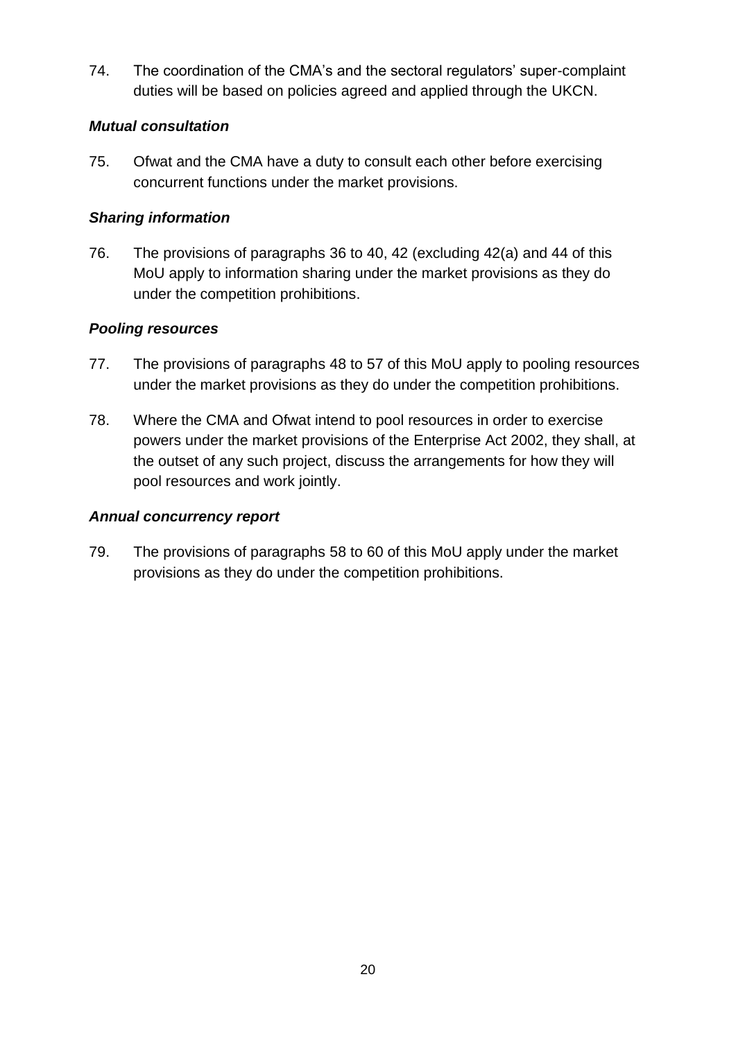74. The coordination of the CMA's and the sectoral regulators' super-complaint duties will be based on policies agreed and applied through the UKCN.

### *Mutual consultation*

75. Ofwat and the CMA have a duty to consult each other before exercising concurrent functions under the market provisions.

### *Sharing information*

76. The provisions of paragraphs 36 to 40, 42 (excluding 42(a) and 44 of this MoU apply to information sharing under the market provisions as they do under the competition prohibitions.

### *Pooling resources*

77. The provisions of paragraphs 48 to 57 of this MoU apply to pooling resources under the market provisions as they do under the competition prohibitions.

78. Where the CMA and Ofwat intend to pool resources in order to exercise powers under the market provisions of the Enterprise Act 2002, they shall, at the outset of any such project, discuss the arrangements for how they will pool resources and work jointly.

### *Annual concurrency report*

79. The provisions of paragraphs 58 to 60 of this MoU apply under the market provisions as they do under the competition prohibitions.